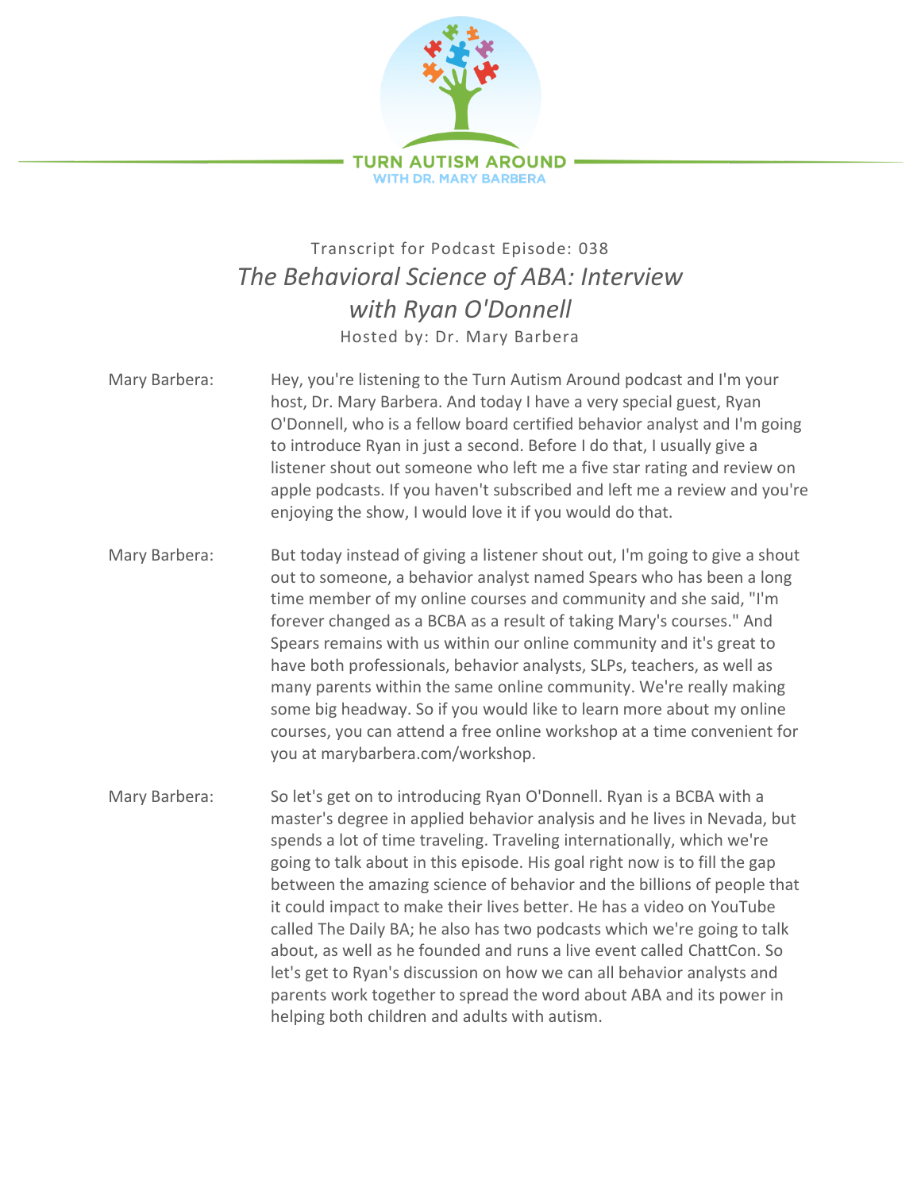TURN AUTISM AROUND
WITH DR. MARY BARBERA

Transcript for Podcast Episode: 038

# *The Behavioral Science of ABA: Interview with Ryan O'Donnell*

Hosted by: Dr. Mary Barbera

Mary Barbera: Hey, you're listening to the Turn Autism Around podcast and I'm your host, Dr. Mary Barbera. And today I have a very special guest, Ryan O'Donnell, who is a fellow board certified behavior analyst and I'm going to introduce Ryan in just a second. Before I do that, I usually give a listener shout out someone who left me a five star rating and review on apple podcasts. If you haven't subscribed and left me a review and you're enjoying the show, I would love it if you would do that.

Mary Barbera: But today instead of giving a listener shout out, I'm going to give a shout out to someone, a behavior analyst named Spears who has been a long time member of my online courses and community and she said, "I'm forever changed as a BCBA as a result of taking Mary's courses." And Spears remains with us within our online community and it's great to have both professionals, behavior analysts, SLPs, teachers, as well as many parents within the same online community. We're really making some big headway. So if you would like to learn more about my online courses, you can attend a free online workshop at a time convenient for you at marybarbera.com/workshop.

Mary Barbera: So let's get on to introducing Ryan O'Donnell. Ryan is a BCBA with a master's degree in applied behavior analysis and he lives in Nevada, but spends a lot of time traveling. Traveling internationally, which we're going to talk about in this episode. His goal right now is to fill the gap between the amazing science of behavior and the billions of people that it could impact to make their lives better. He has a video on YouTube called The Daily BA; he also has two podcasts which we're going to talk about, as well as he founded and runs a live event called ChattCon. So let's get to Ryan's discussion on how we can all behavior analysts and parents work together to spread the word about ABA and its power in helping both children and adults with autism.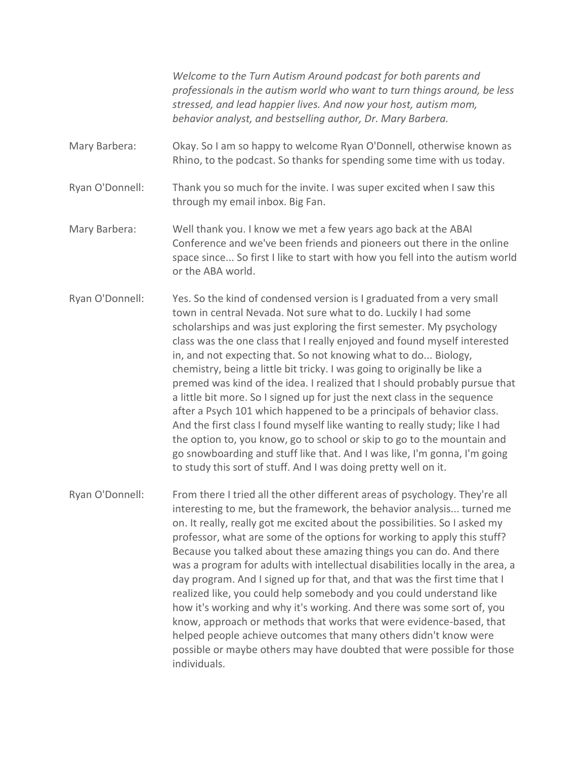*Welcome to the Turn Autism Around podcast for both parents and professionals in the autism world who want to turn things around, be less stressed, and lead happier lives. And now your host, autism mom, behavior analyst, and bestselling author, Dr. Mary Barbera.*

**Mary Barbera:** Okay. So I am so happy to welcome Ryan O'Donnell, otherwise known as Rhino, to the podcast. So thanks for spending some time with us today.

**Ryan O'Donnell:** Thank you so much for the invite. I was super excited when I saw this through my email inbox. Big Fan.

**Mary Barbera:** Well thank you. I know we met a few years ago back at the ABAI Conference and we've been friends and pioneers out there in the online space since... So first I like to start with how you fell into the autism world or the ABA world.

**Ryan O'Donnell:** Yes. So the kind of condensed version is I graduated from a very small town in central Nevada. Not sure what to do. Luckily I had some scholarships and was just exploring the first semester. My psychology class was the one class that I really enjoyed and found myself interested in, and not expecting that. So not knowing what to do... Biology, chemistry, being a little bit tricky. I was going to originally be like a premed was kind of the idea. I realized that I should probably pursue that a little bit more. So I signed up for just the next class in the sequence after a Psych 101 which happened to be a principals of behavior class. And the first class I found myself like wanting to really study; like I had the option to, you know, go to school or skip to go to the mountain and go snowboarding and stuff like that. And I was like, I'm gonna, I'm going to study this sort of stuff. And I was doing pretty well on it.

**Ryan O'Donnell:** From there I tried all the other different areas of psychology. They're all interesting to me, but the framework, the behavior analysis... turned me on. It really, really got me excited about the possibilities. So I asked my professor, what are some of the options for working to apply this stuff? Because you talked about these amazing things you can do. And there was a program for adults with intellectual disabilities locally in the area, a day program. And I signed up for that, and that was the first time that I realized like, you could help somebody and you could understand like how it's working and why it's working. And there was some sort of, you know, approach or methods that works that were evidence-based, that helped people achieve outcomes that many others didn't know were possible or maybe others may have doubted that were possible for those individuals.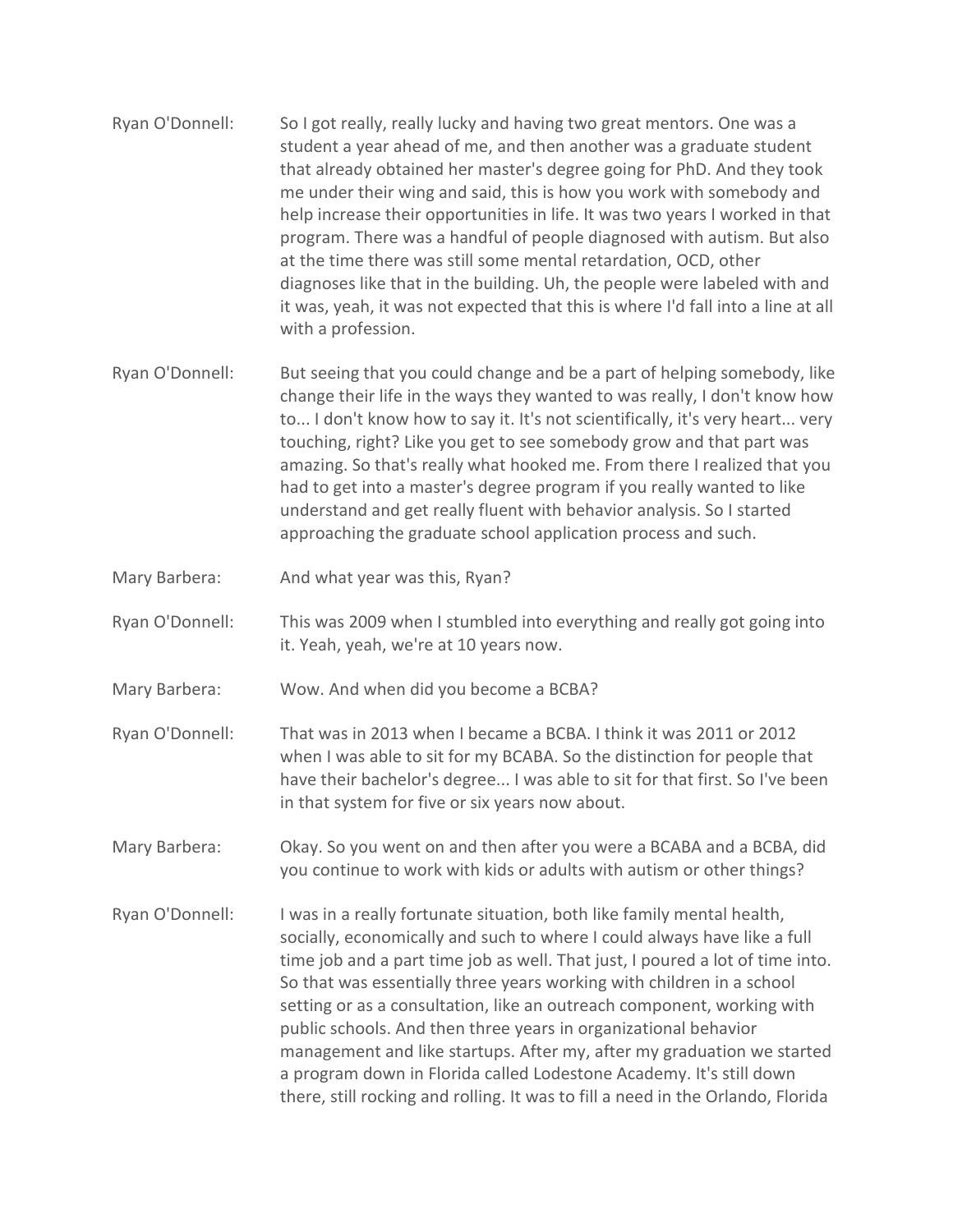Ryan O'Donnell: So I got really, really lucky and having two great mentors. One was a student a year ahead of me, and then another was a graduate student that already obtained her master's degree going for PhD. And they took me under their wing and said, this is how you work with somebody and help increase their opportunities in life. It was two years I worked in that program. There was a handful of people diagnosed with autism. But also at the time there was still some mental retardation, OCD, other diagnoses like that in the building. Uh, the people were labeled with and it was, yeah, it was not expected that this is where I'd fall into a line at all with a profession.

Ryan O'Donnell: But seeing that you could change and be a part of helping somebody, like change their life in the ways they wanted to was really, I don't know how to... I don't know how to say it. It's not scientifically, it's very heart... very touching, right? Like you get to see somebody grow and that part was amazing. So that's really what hooked me. From there I realized that you had to get into a master's degree program if you really wanted to like understand and get really fluent with behavior analysis. So I started approaching the graduate school application process and such.

Mary Barbera: And what year was this, Ryan?

Ryan O'Donnell: This was 2009 when I stumbled into everything and really got going into it. Yeah, yeah, we're at 10 years now.

Mary Barbera: Wow. And when did you become a BCBA?

Ryan O'Donnell: That was in 2013 when I became a BCBA. I think it was 2011 or 2012 when I was able to sit for my BCABA. So the distinction for people that have their bachelor's degree... I was able to sit for that first. So I've been in that system for five or six years now about.

Mary Barbera: Okay. So you went on and then after you were a BCABA and a BCBA, did you continue to work with kids or adults with autism or other things?

Ryan O'Donnell: I was in a really fortunate situation, both like family mental health, socially, economically and such to where I could always have like a full time job and a part time job as well. That just, I poured a lot of time into. So that was essentially three years working with children in a school setting or as a consultation, like an outreach component, working with public schools. And then three years in organizational behavior management and like startups. After my, after my graduation we started a program down in Florida called Lodestone Academy. It's still down there, still rocking and rolling. It was to fill a need in the Orlando, Florida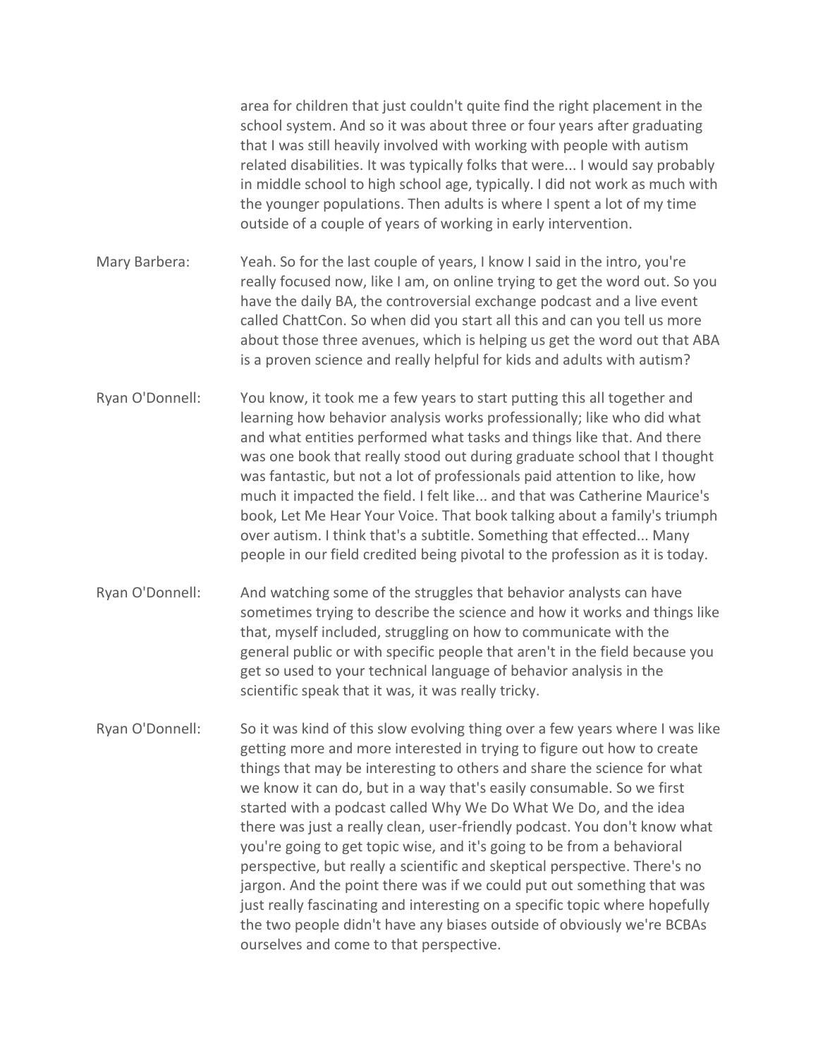area for children that just couldn't quite find the right placement in the school system. And so it was about three or four years after graduating that I was still heavily involved with working with people with autism related disabilities. It was typically folks that were... I would say probably in middle school to high school age, typically. I did not work as much with the younger populations. Then adults is where I spent a lot of my time outside of a couple of years of working in early intervention.

**Mary Barbera:** Yeah. So for the last couple of years, I know I said in the intro, you're really focused now, like I am, on online trying to get the word out. So you have the daily BA, the controversial exchange podcast and a live event called ChattCon. So when did you start all this and can you tell us more about those three avenues, which is helping us get the word out that ABA is a proven science and really helpful for kids and adults with autism?

**Ryan O'Donnell:** You know, it took me a few years to start putting this all together and learning how behavior analysis works professionally; like who did what and what entities performed what tasks and things like that. And there was one book that really stood out during graduate school that I thought was fantastic, but not a lot of professionals paid attention to like, how much it impacted the field. I felt like... and that was Catherine Maurice's book, Let Me Hear Your Voice. That book talking about a family's triumph over autism. I think that's a subtitle. Something that effected... Many people in our field credited being pivotal to the profession as it is today.

**Ryan O'Donnell:** And watching some of the struggles that behavior analysts can have sometimes trying to describe the science and how it works and things like that, myself included, struggling on how to communicate with the general public or with specific people that aren't in the field because you get so used to your technical language of behavior analysis in the scientific speak that it was, it was really tricky.

**Ryan O'Donnell:** So it was kind of this slow evolving thing over a few years where I was like getting more and more interested in trying to figure out how to create things that may be interesting to others and share the science for what we know it can do, but in a way that's easily consumable. So we first started with a podcast called Why We Do What We Do, and the idea there was just a really clean, user-friendly podcast. You don't know what you're going to get topic wise, and it's going to be from a behavioral perspective, but really a scientific and skeptical perspective. There's no jargon. And the point there was if we could put out something that was just really fascinating and interesting on a specific topic where hopefully the two people didn't have any biases outside of obviously we're BCBAs ourselves and come to that perspective.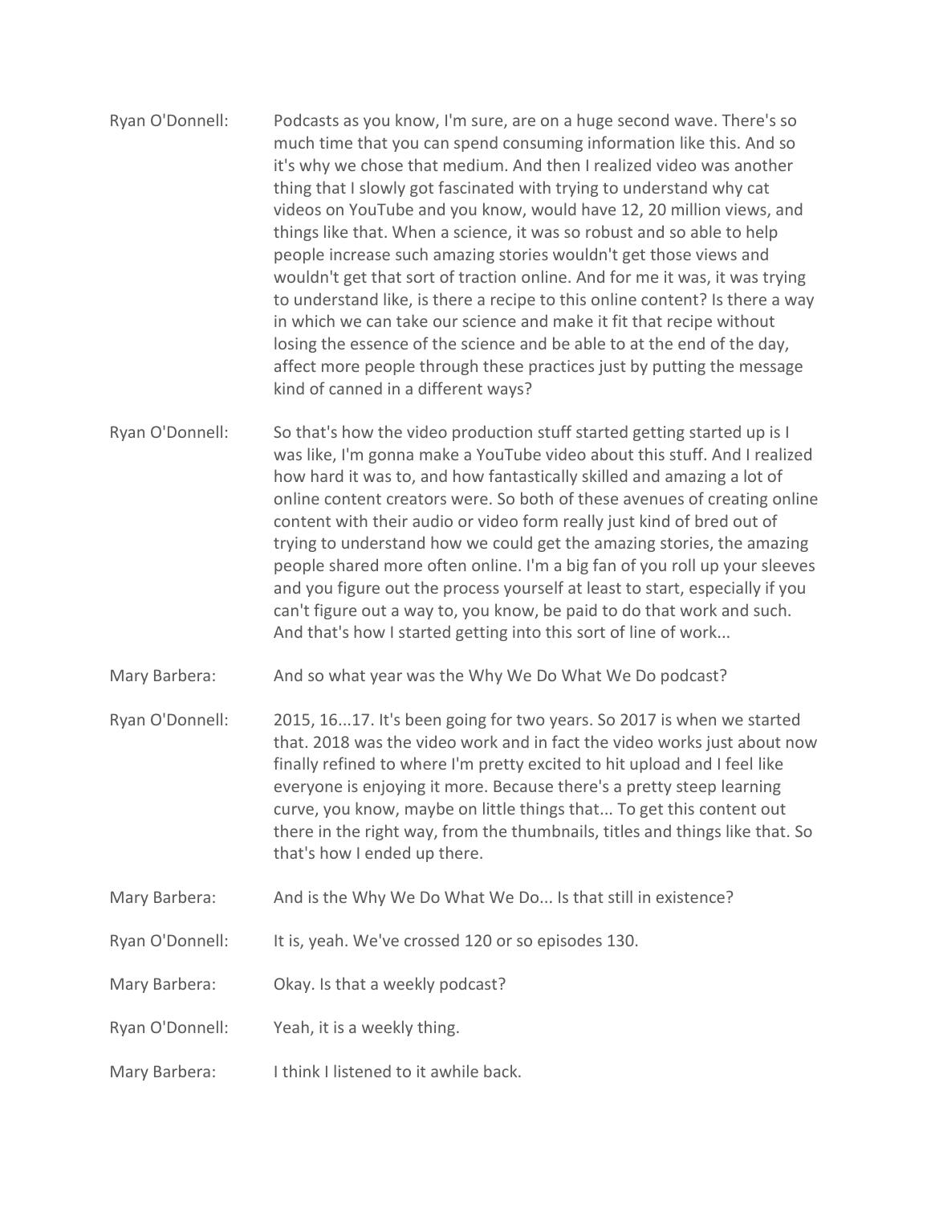Ryan O'Donnell: Podcasts as you know, I'm sure, are on a huge second wave. There's so much time that you can spend consuming information like this. And so it's why we chose that medium. And then I realized video was another thing that I slowly got fascinated with trying to understand why cat videos on YouTube and you know, would have 12, 20 million views, and things like that. When a science, it was so robust and so able to help people increase such amazing stories wouldn't get those views and wouldn't get that sort of traction online. And for me it was, it was trying to understand like, is there a recipe to this online content? Is there a way in which we can take our science and make it fit that recipe without losing the essence of the science and be able to at the end of the day, affect more people through these practices just by putting the message kind of canned in a different ways?

Ryan O'Donnell: So that's how the video production stuff started getting started up is I was like, I'm gonna make a YouTube video about this stuff. And I realized how hard it was to, and how fantastically skilled and amazing a lot of online content creators were. So both of these avenues of creating online content with their audio or video form really just kind of bred out of trying to understand how we could get the amazing stories, the amazing people shared more often online. I'm a big fan of you roll up your sleeves and you figure out the process yourself at least to start, especially if you can't figure out a way to, you know, be paid to do that work and such. And that's how I started getting into this sort of line of work...

Mary Barbera: And so what year was the Why We Do What We Do podcast?

Ryan O'Donnell: 2015, 16...17. It's been going for two years. So 2017 is when we started that. 2018 was the video work and in fact the video works just about now finally refined to where I'm pretty excited to hit upload and I feel like everyone is enjoying it more. Because there's a pretty steep learning curve, you know, maybe on little things that... To get this content out there in the right way, from the thumbnails, titles and things like that. So that's how I ended up there.

Mary Barbera: And is the Why We Do What We Do... Is that still in existence?

Ryan O'Donnell: It is, yeah. We've crossed 120 or so episodes 130.

Mary Barbera: Okay. Is that a weekly podcast?

Ryan O'Donnell: Yeah, it is a weekly thing.

Mary Barbera: I think I listened to it awhile back.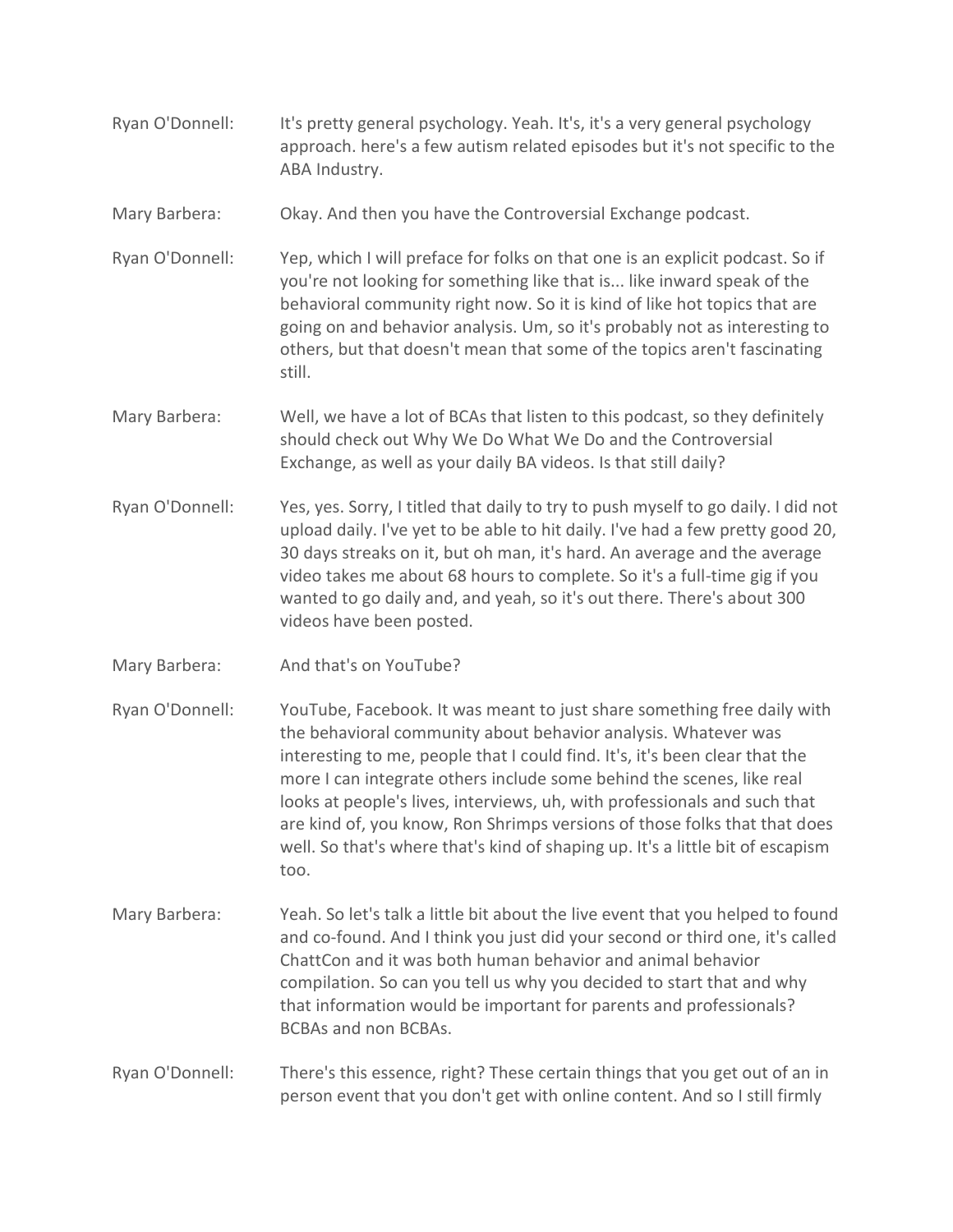Ryan O'Donnell: It's pretty general psychology. Yeah. It's, it's a very general psychology approach. here's a few autism related episodes but it's not specific to the ABA Industry.

Mary Barbera: Okay. And then you have the Controversial Exchange podcast.

Ryan O'Donnell: Yep, which I will preface for folks on that one is an explicit podcast. So if you're not looking for something like that is... like inward speak of the behavioral community right now. So it is kind of like hot topics that are going on and behavior analysis. Um, so it's probably not as interesting to others, but that doesn't mean that some of the topics aren't fascinating still.

Mary Barbera: Well, we have a lot of BCAs that listen to this podcast, so they definitely should check out Why We Do What We Do and the Controversial Exchange, as well as your daily BA videos. Is that still daily?

Ryan O'Donnell: Yes, yes. Sorry, I titled that daily to try to push myself to go daily. I did not upload daily. I've yet to be able to hit daily. I've had a few pretty good 20, 30 days streaks on it, but oh man, it's hard. An average and the average video takes me about 68 hours to complete. So it's a full-time gig if you wanted to go daily and, and yeah, so it's out there. There's about 300 videos have been posted.

Mary Barbera: And that's on YouTube?

Ryan O'Donnell: YouTube, Facebook. It was meant to just share something free daily with the behavioral community about behavior analysis. Whatever was interesting to me, people that I could find. It's, it's been clear that the more I can integrate others include some behind the scenes, like real looks at people's lives, interviews, uh, with professionals and such that are kind of, you know, Ron Shrimps versions of those folks that that does well. So that's where that's kind of shaping up. It's a little bit of escapism too.

Mary Barbera: Yeah. So let's talk a little bit about the live event that you helped to found and co-found. And I think you just did your second or third one, it's called ChattCon and it was both human behavior and animal behavior compilation. So can you tell us why you decided to start that and why that information would be important for parents and professionals? BCBAs and non BCBAs.

Ryan O'Donnell: There's this essence, right? These certain things that you get out of an in person event that you don't get with online content. And so I still firmly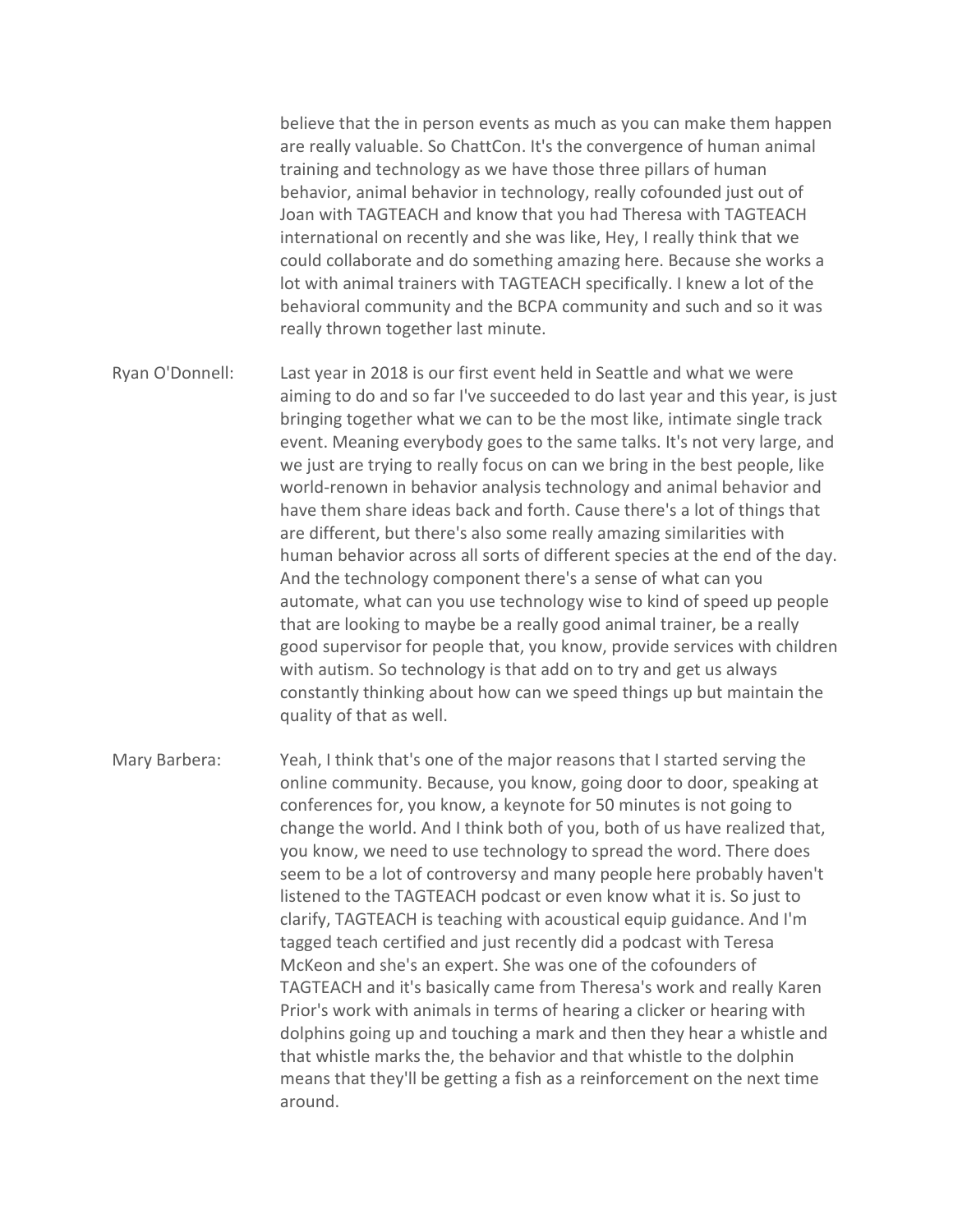believe that the in person events as much as you can make them happen are really valuable. So ChattCon. It's the convergence of human animal training and technology as we have those three pillars of human behavior, animal behavior in technology, really cofounded just out of Joan with TAGTEACH and know that you had Theresa with TAGTEACH international on recently and she was like, Hey, I really think that we could collaborate and do something amazing here. Because she works a lot with animal trainers with TAGTEACH specifically. I knew a lot of the behavioral community and the BCPA community and such and so it was really thrown together last minute.

Ryan O'Donnell: Last year in 2018 is our first event held in Seattle and what we were aiming to do and so far I've succeeded to do last year and this year, is just bringing together what we can to be the most like, intimate single track event. Meaning everybody goes to the same talks. It's not very large, and we just are trying to really focus on can we bring in the best people, like world-renown in behavior analysis technology and animal behavior and have them share ideas back and forth. Cause there's a lot of things that are different, but there's also some really amazing similarities with human behavior across all sorts of different species at the end of the day. And the technology component there's a sense of what can you automate, what can you use technology wise to kind of speed up people that are looking to maybe be a really good animal trainer, be a really good supervisor for people that, you know, provide services with children with autism. So technology is that add on to try and get us always constantly thinking about how can we speed things up but maintain the quality of that as well.

Mary Barbera: Yeah, I think that's one of the major reasons that I started serving the online community. Because, you know, going door to door, speaking at conferences for, you know, a keynote for 50 minutes is not going to change the world. And I think both of you, both of us have realized that, you know, we need to use technology to spread the word. There does seem to be a lot of controversy and many people here probably haven't listened to the TAGTEACH podcast or even know what it is. So just to clarify, TAGTEACH is teaching with acoustical equip guidance. And I'm tagged teach certified and just recently did a podcast with Teresa McKeon and she's an expert. She was one of the cofounders of TAGTEACH and it's basically came from Theresa's work and really Karen Prior's work with animals in terms of hearing a clicker or hearing with dolphins going up and touching a mark and then they hear a whistle and that whistle marks the, the behavior and that whistle to the dolphin means that they'll be getting a fish as a reinforcement on the next time around.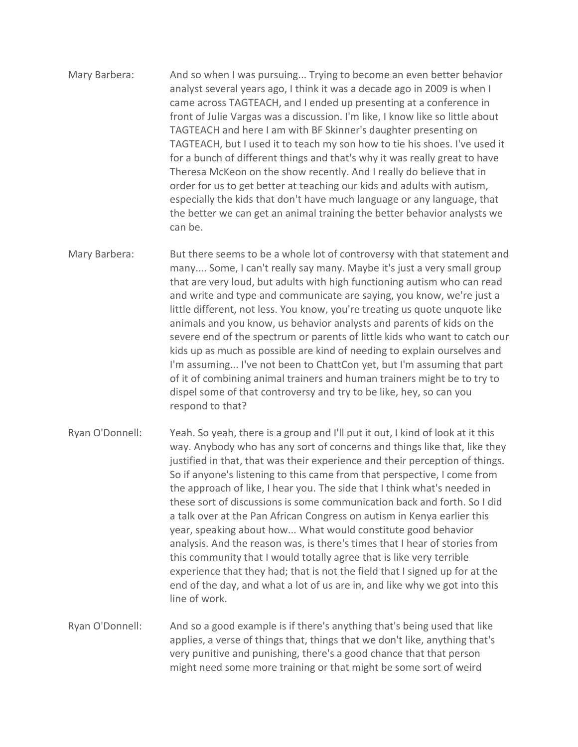Mary Barbera: And so when I was pursuing... Trying to become an even better behavior analyst several years ago, I think it was a decade ago in 2009 is when I came across TAGTEACH, and I ended up presenting at a conference in front of Julie Vargas was a discussion. I'm like, I know like so little about TAGTEACH and here I am with BF Skinner's daughter presenting on TAGTEACH, but I used it to teach my son how to tie his shoes. I've used it for a bunch of different things and that's why it was really great to have Theresa McKeon on the show recently. And I really do believe that in order for us to get better at teaching our kids and adults with autism, especially the kids that don't have much language or any language, that the better we can get an animal training the better behavior analysts we can be.

Mary Barbera: But there seems to be a whole lot of controversy with that statement and many.... Some, I can't really say many. Maybe it's just a very small group that are very loud, but adults with high functioning autism who can read and write and type and communicate are saying, you know, we're just a little different, not less. You know, you're treating us quote unquote like animals and you know, us behavior analysts and parents of kids on the severe end of the spectrum or parents of little kids who want to catch our kids up as much as possible are kind of needing to explain ourselves and I'm assuming... I've not been to ChattCon yet, but I'm assuming that part of it of combining animal trainers and human trainers might be to try to dispel some of that controversy and try to be like, hey, so can you respond to that?

Ryan O'Donnell: Yeah. So yeah, there is a group and I'll put it out, I kind of look at it this way. Anybody who has any sort of concerns and things like that, like they justified in that, that was their experience and their perception of things. So if anyone's listening to this came from that perspective, I come from the approach of like, I hear you. The side that I think what's needed in these sort of discussions is some communication back and forth. So I did a talk over at the Pan African Congress on autism in Kenya earlier this year, speaking about how... What would constitute good behavior analysis. And the reason was, is there's times that I hear of stories from this community that I would totally agree that is like very terrible experience that they had; that is not the field that I signed up for at the end of the day, and what a lot of us are in, and like why we got into this line of work.

Ryan O'Donnell: And so a good example is if there's anything that's being used that like applies, a verse of things that, things that we don't like, anything that's very punitive and punishing, there's a good chance that that person might need some more training or that might be some sort of weird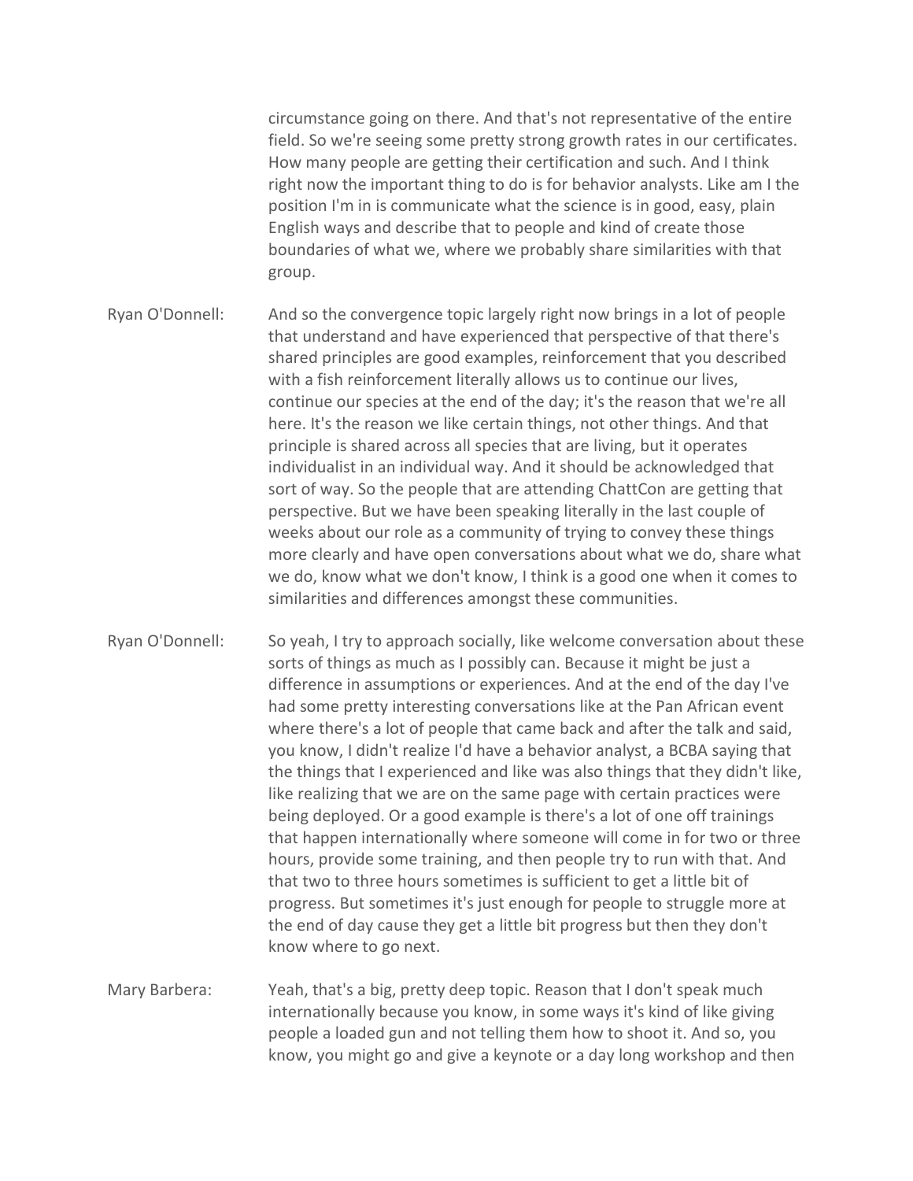circumstance going on there. And that's not representative of the entire field. So we're seeing some pretty strong growth rates in our certificates. How many people are getting their certification and such. And I think right now the important thing to do is for behavior analysts. Like am I the position I'm in is communicate what the science is in good, easy, plain English ways and describe that to people and kind of create those boundaries of what we, where we probably share similarities with that group.

Ryan O'Donnell: And so the convergence topic largely right now brings in a lot of people that understand and have experienced that perspective of that there's shared principles are good examples, reinforcement that you described with a fish reinforcement literally allows us to continue our lives, continue our species at the end of the day; it's the reason that we're all here. It's the reason we like certain things, not other things. And that principle is shared across all species that are living, but it operates individualist in an individual way. And it should be acknowledged that sort of way. So the people that are attending ChattCon are getting that perspective. But we have been speaking literally in the last couple of weeks about our role as a community of trying to convey these things more clearly and have open conversations about what we do, share what we do, know what we don't know, I think is a good one when it comes to similarities and differences amongst these communities.

Ryan O'Donnell: So yeah, I try to approach socially, like welcome conversation about these sorts of things as much as I possibly can. Because it might be just a difference in assumptions or experiences. And at the end of the day I've had some pretty interesting conversations like at the Pan African event where there's a lot of people that came back and after the talk and said, you know, I didn't realize I'd have a behavior analyst, a BCBA saying that the things that I experienced and like was also things that they didn't like, like realizing that we are on the same page with certain practices were being deployed. Or a good example is there's a lot of one off trainings that happen internationally where someone will come in for two or three hours, provide some training, and then people try to run with that. And that two to three hours sometimes is sufficient to get a little bit of progress. But sometimes it's just enough for people to struggle more at the end of day cause they get a little bit progress but then they don't know where to go next.

Mary Barbera: Yeah, that's a big, pretty deep topic. Reason that I don't speak much internationally because you know, in some ways it's kind of like giving people a loaded gun and not telling them how to shoot it. And so, you know, you might go and give a keynote or a day long workshop and then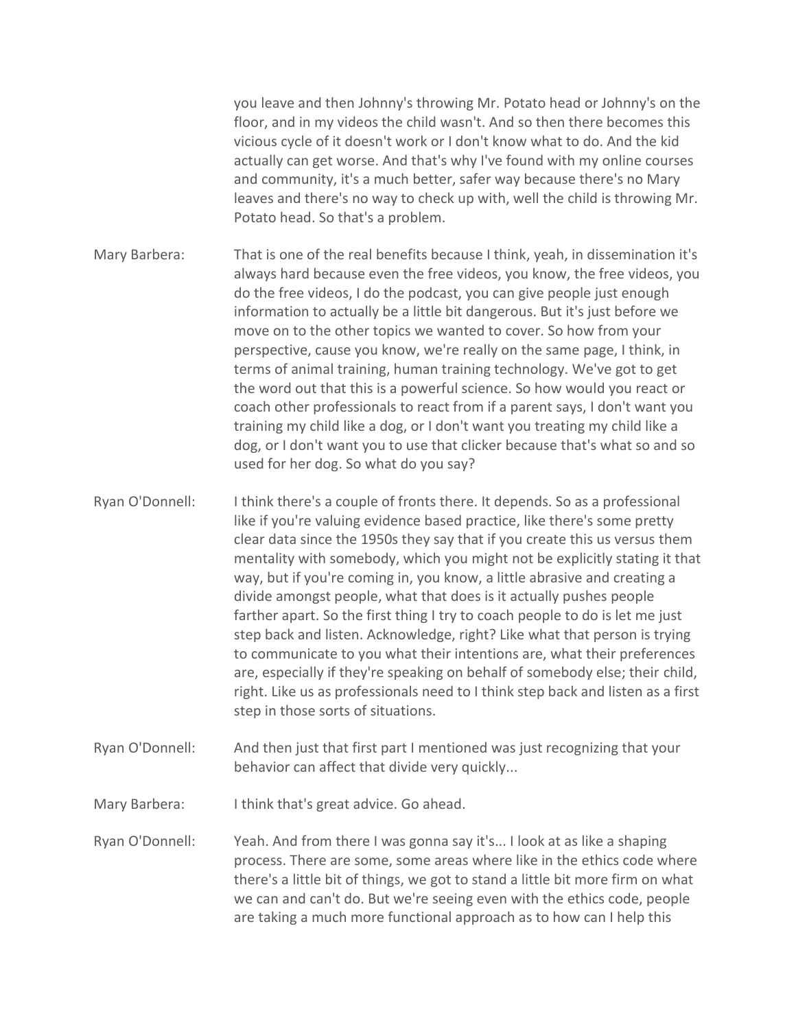you leave and then Johnny's throwing Mr. Potato head or Johnny's on the floor, and in my videos the child wasn't. And so then there becomes this vicious cycle of it doesn't work or I don't know what to do. And the kid actually can get worse. And that's why I've found with my online courses and community, it's a much better, safer way because there's no Mary leaves and there's no way to check up with, well the child is throwing Mr. Potato head. So that's a problem.

Mary Barbera: That is one of the real benefits because I think, yeah, in dissemination it's always hard because even the free videos, you know, the free videos, you do the free videos, I do the podcast, you can give people just enough information to actually be a little bit dangerous. But it's just before we move on to the other topics we wanted to cover. So how from your perspective, cause you know, we're really on the same page, I think, in terms of animal training, human training technology. We've got to get the word out that this is a powerful science. So how would you react or coach other professionals to react from if a parent says, I don't want you training my child like a dog, or I don't want you treating my child like a dog, or I don't want you to use that clicker because that's what so and so used for her dog. So what do you say?

Ryan O'Donnell: I think there's a couple of fronts there. It depends. So as a professional like if you're valuing evidence based practice, like there's some pretty clear data since the 1950s they say that if you create this us versus them mentality with somebody, which you might not be explicitly stating it that way, but if you're coming in, you know, a little abrasive and creating a divide amongst people, what that does is it actually pushes people farther apart. So the first thing I try to coach people to do is let me just step back and listen. Acknowledge, right? Like what that person is trying to communicate to you what their intentions are, what their preferences are, especially if they're speaking on behalf of somebody else; their child, right. Like us as professionals need to I think step back and listen as a first step in those sorts of situations.

Ryan O'Donnell: And then just that first part I mentioned was just recognizing that your behavior can affect that divide very quickly...

Mary Barbera: I think that's great advice. Go ahead.

Ryan O'Donnell: Yeah. And from there I was gonna say it's... I look at as like a shaping process. There are some, some areas where like in the ethics code where there's a little bit of things, we got to stand a little bit more firm on what we can and can't do. But we're seeing even with the ethics code, people are taking a much more functional approach as to how can I help this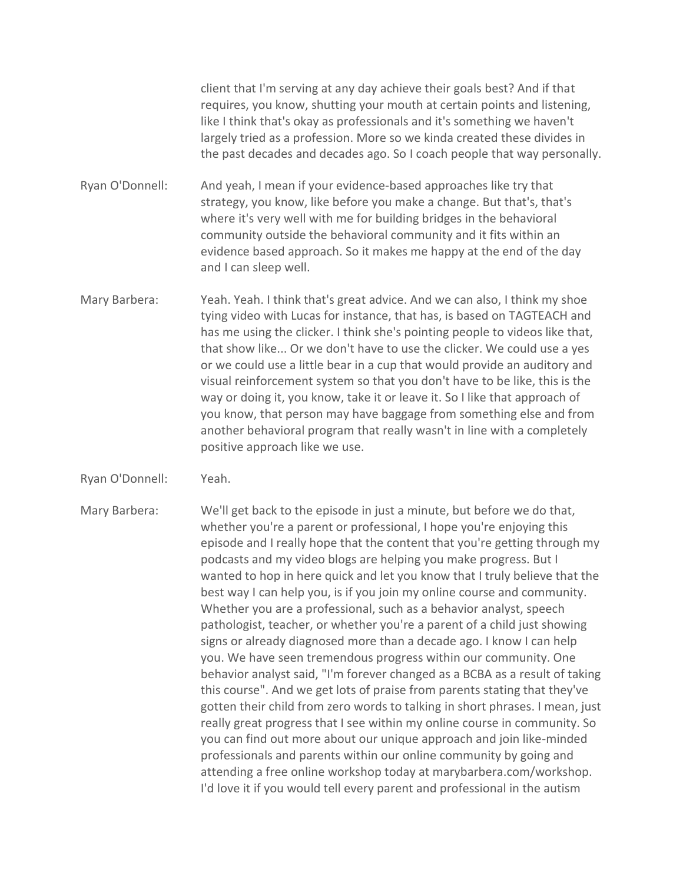client that I'm serving at any day achieve their goals best? And if that requires, you know, shutting your mouth at certain points and listening, like I think that's okay as professionals and it's something we haven't largely tried as a profession. More so we kinda created these divides in the past decades and decades ago. So I coach people that way personally.

Ryan O'Donnell: And yeah, I mean if your evidence-based approaches like try that strategy, you know, like before you make a change. But that's, that's where it's very well with me for building bridges in the behavioral community outside the behavioral community and it fits within an evidence based approach. So it makes me happy at the end of the day and I can sleep well.

Mary Barbera: Yeah. Yeah. I think that's great advice. And we can also, I think my shoe tying video with Lucas for instance, that has, is based on TAGTEACH and has me using the clicker. I think she's pointing people to videos like that, that show like... Or we don't have to use the clicker. We could use a yes or we could use a little bear in a cup that would provide an auditory and visual reinforcement system so that you don't have to be like, this is the way or doing it, you know, take it or leave it. So I like that approach of you know, that person may have baggage from something else and from another behavioral program that really wasn't in line with a completely positive approach like we use.

Ryan O'Donnell: Yeah.

Mary Barbera: We'll get back to the episode in just a minute, but before we do that, whether you're a parent or professional, I hope you're enjoying this episode and I really hope that the content that you're getting through my podcasts and my video blogs are helping you make progress. But I wanted to hop in here quick and let you know that I truly believe that the best way I can help you, is if you join my online course and community. Whether you are a professional, such as a behavior analyst, speech pathologist, teacher, or whether you're a parent of a child just showing signs or already diagnosed more than a decade ago. I know I can help you. We have seen tremendous progress within our community. One behavior analyst said, "I'm forever changed as a BCBA as a result of taking this course". And we get lots of praise from parents stating that they've gotten their child from zero words to talking in short phrases. I mean, just really great progress that I see within my online course in community. So you can find out more about our unique approach and join like-minded professionals and parents within our online community by going and attending a free online workshop today at marybarbera.com/workshop. I'd love it if you would tell every parent and professional in the autism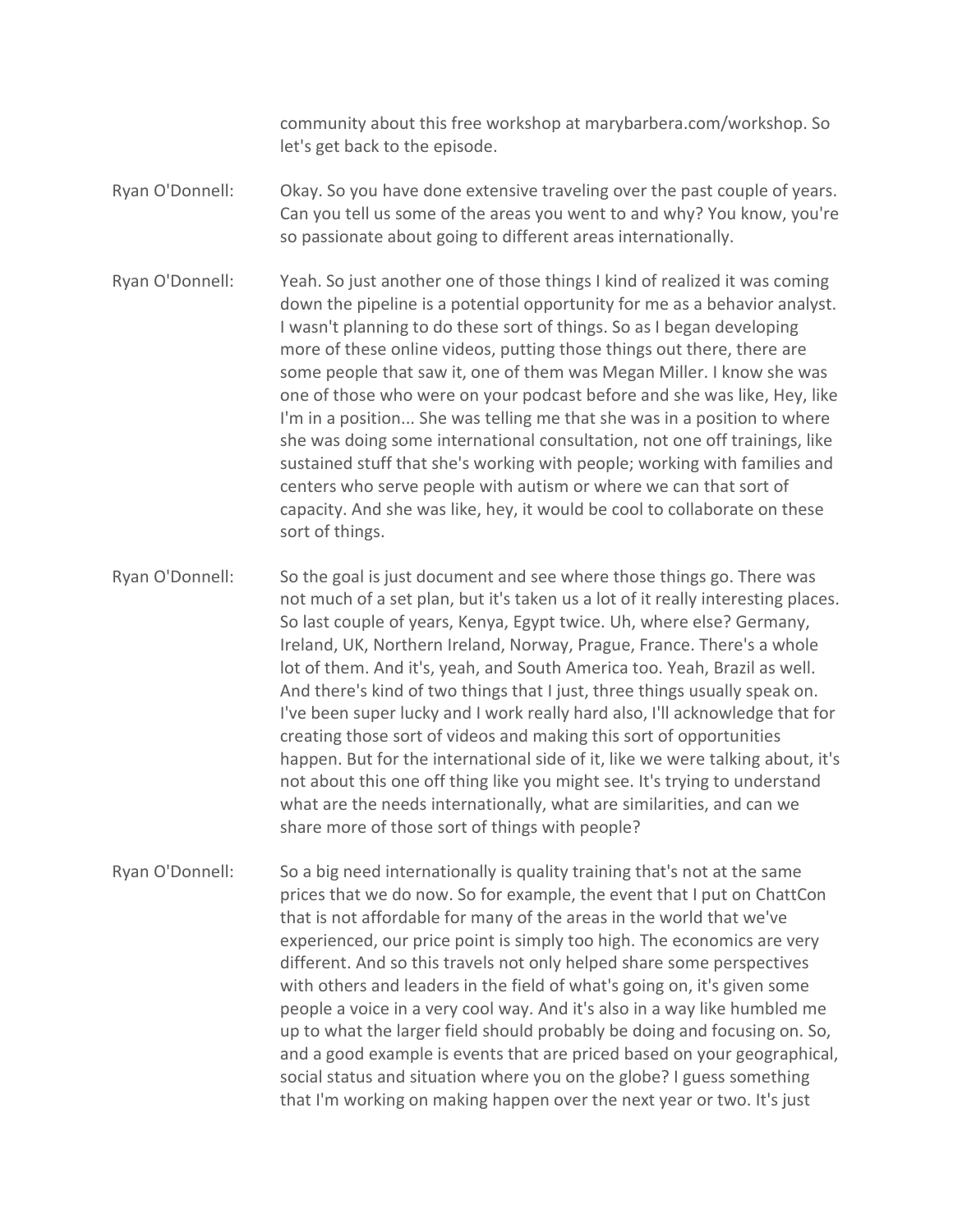community about this free workshop at marybarbera.com/workshop. So let's get back to the episode.

Ryan O'Donnell: Okay. So you have done extensive traveling over the past couple of years. Can you tell us some of the areas you went to and why? You know, you're so passionate about going to different areas internationally.

Ryan O'Donnell: Yeah. So just another one of those things I kind of realized it was coming down the pipeline is a potential opportunity for me as a behavior analyst. I wasn't planning to do these sort of things. So as I began developing more of these online videos, putting those things out there, there are some people that saw it, one of them was Megan Miller. I know she was one of those who were on your podcast before and she was like, Hey, like I'm in a position... She was telling me that she was in a position to where she was doing some international consultation, not one off trainings, like sustained stuff that she's working with people; working with families and centers who serve people with autism or where we can that sort of capacity. And she was like, hey, it would be cool to collaborate on these sort of things.

Ryan O'Donnell: So the goal is just document and see where those things go. There was not much of a set plan, but it's taken us a lot of it really interesting places. So last couple of years, Kenya, Egypt twice. Uh, where else? Germany, Ireland, UK, Northern Ireland, Norway, Prague, France. There's a whole lot of them. And it's, yeah, and South America too. Yeah, Brazil as well. And there's kind of two things that I just, three things usually speak on. I've been super lucky and I work really hard also, I'll acknowledge that for creating those sort of videos and making this sort of opportunities happen. But for the international side of it, like we were talking about, it's not about this one off thing like you might see. It's trying to understand what are the needs internationally, what are similarities, and can we share more of those sort of things with people?

Ryan O'Donnell: So a big need internationally is quality training that's not at the same prices that we do now. So for example, the event that I put on ChattCon that is not affordable for many of the areas in the world that we've experienced, our price point is simply too high. The economics are very different. And so this travels not only helped share some perspectives with others and leaders in the field of what's going on, it's given some people a voice in a very cool way. And it's also in a way like humbled me up to what the larger field should probably be doing and focusing on. So, and a good example is events that are priced based on your geographical, social status and situation where you on the globe? I guess something that I'm working on making happen over the next year or two. It's just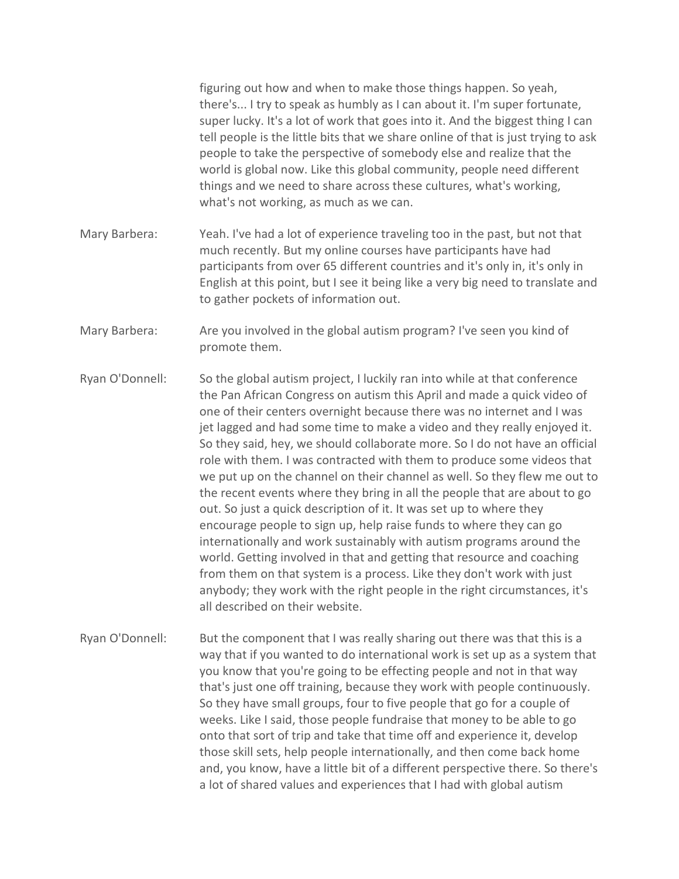figuring out how and when to make those things happen. So yeah, there's... I try to speak as humbly as I can about it. I'm super fortunate, super lucky. It's a lot of work that goes into it. And the biggest thing I can tell people is the little bits that we share online of that is just trying to ask people to take the perspective of somebody else and realize that the world is global now. Like this global community, people need different things and we need to share across these cultures, what's working, what's not working, as much as we can.

Mary Barbera: Yeah. I've had a lot of experience traveling too in the past, but not that much recently. But my online courses have participants have had participants from over 65 different countries and it's only in, it's only in English at this point, but I see it being like a very big need to translate and to gather pockets of information out.

Mary Barbera: Are you involved in the global autism program? I've seen you kind of promote them.

Ryan O'Donnell: So the global autism project, I luckily ran into while at that conference the Pan African Congress on autism this April and made a quick video of one of their centers overnight because there was no internet and I was jet lagged and had some time to make a video and they really enjoyed it. So they said, hey, we should collaborate more. So I do not have an official role with them. I was contracted with them to produce some videos that we put up on the channel on their channel as well. So they flew me out to the recent events where they bring in all the people that are about to go out. So just a quick description of it. It was set up to where they encourage people to sign up, help raise funds to where they can go internationally and work sustainably with autism programs around the world. Getting involved in that and getting that resource and coaching from them on that system is a process. Like they don't work with just anybody; they work with the right people in the right circumstances, it's all described on their website.

Ryan O'Donnell: But the component that I was really sharing out there was that this is a way that if you wanted to do international work is set up as a system that you know that you're going to be effecting people and not in that way that's just one off training, because they work with people continuously. So they have small groups, four to five people that go for a couple of weeks. Like I said, those people fundraise that money to be able to go onto that sort of trip and take that time off and experience it, develop those skill sets, help people internationally, and then come back home and, you know, have a little bit of a different perspective there. So there's a lot of shared values and experiences that I had with global autism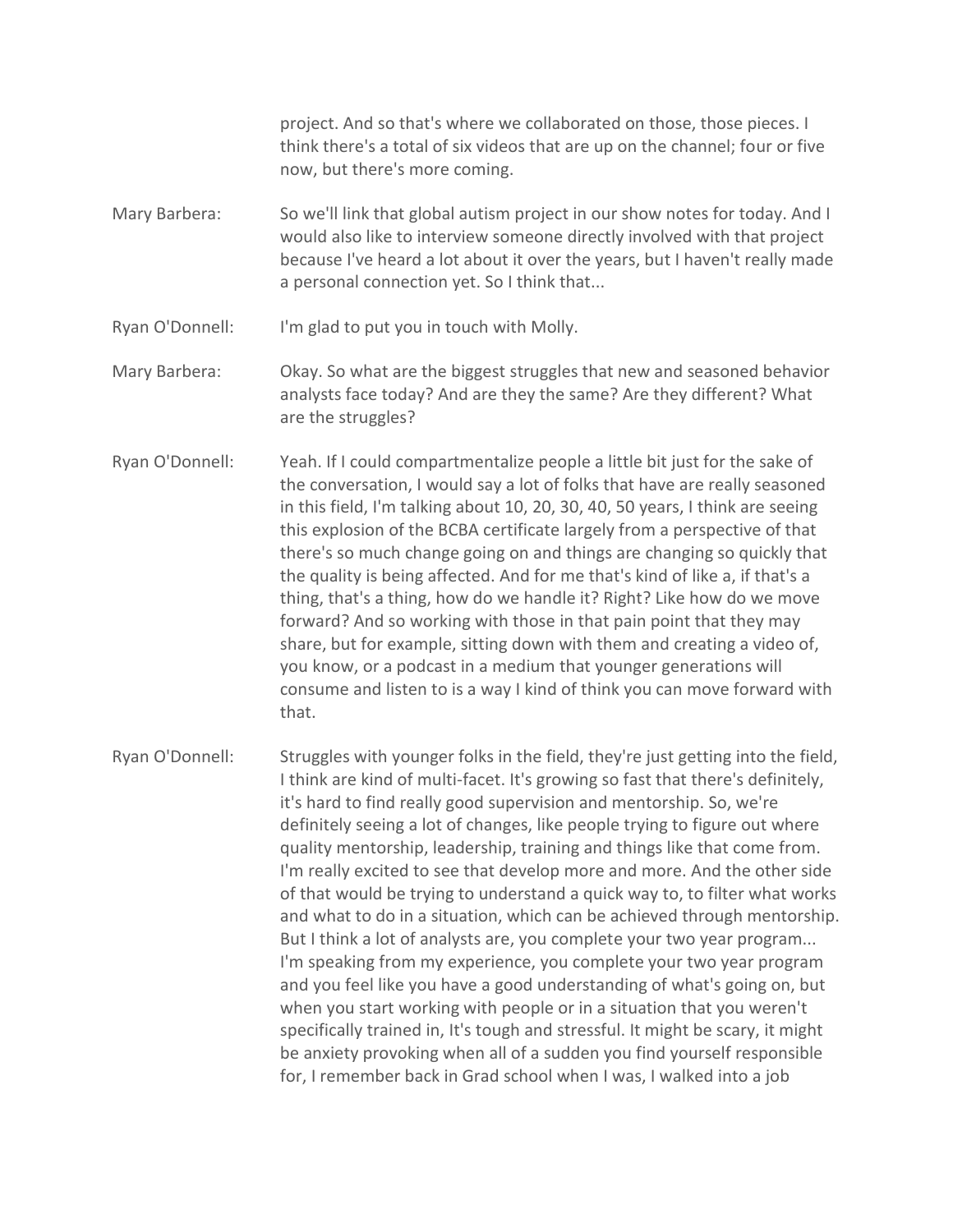project. And so that's where we collaborated on those, those pieces. I think there's a total of six videos that are up on the channel; four or five now, but there's more coming.

**Mary Barbera:** So we'll link that global autism project in our show notes for today. And I would also like to interview someone directly involved with that project because I've heard a lot about it over the years, but I haven't really made a personal connection yet. So I think that...

**Ryan O'Donnell:** I'm glad to put you in touch with Molly.

**Mary Barbera:** Okay. So what are the biggest struggles that new and seasoned behavior analysts face today? And are they the same? Are they different? What are the struggles?

**Ryan O'Donnell:** Yeah. If I could compartmentalize people a little bit just for the sake of the conversation, I would say a lot of folks that have are really seasoned in this field, I'm talking about 10, 20, 30, 40, 50 years, I think are seeing this explosion of the BCBA certificate largely from a perspective of that there's so much change going on and things are changing so quickly that the quality is being affected. And for me that's kind of like a, if that's a thing, that's a thing, how do we handle it? Right? Like how do we move forward? And so working with those in that pain point that they may share, but for example, sitting down with them and creating a video of, you know, or a podcast in a medium that younger generations will consume and listen to is a way I kind of think you can move forward with that.

**Ryan O'Donnell:** Struggles with younger folks in the field, they're just getting into the field, I think are kind of multi-facet. It's growing so fast that there's definitely, it's hard to find really good supervision and mentorship. So, we're definitely seeing a lot of changes, like people trying to figure out where quality mentorship, leadership, training and things like that come from. I'm really excited to see that develop more and more. And the other side of that would be trying to understand a quick way to, to filter what works and what to do in a situation, which can be achieved through mentorship. But I think a lot of analysts are, you complete your two year program... I'm speaking from my experience, you complete your two year program and you feel like you have a good understanding of what's going on, but when you start working with people or in a situation that you weren't specifically trained in, It's tough and stressful. It might be scary, it might be anxiety provoking when all of a sudden you find yourself responsible for, I remember back in Grad school when I was, I walked into a job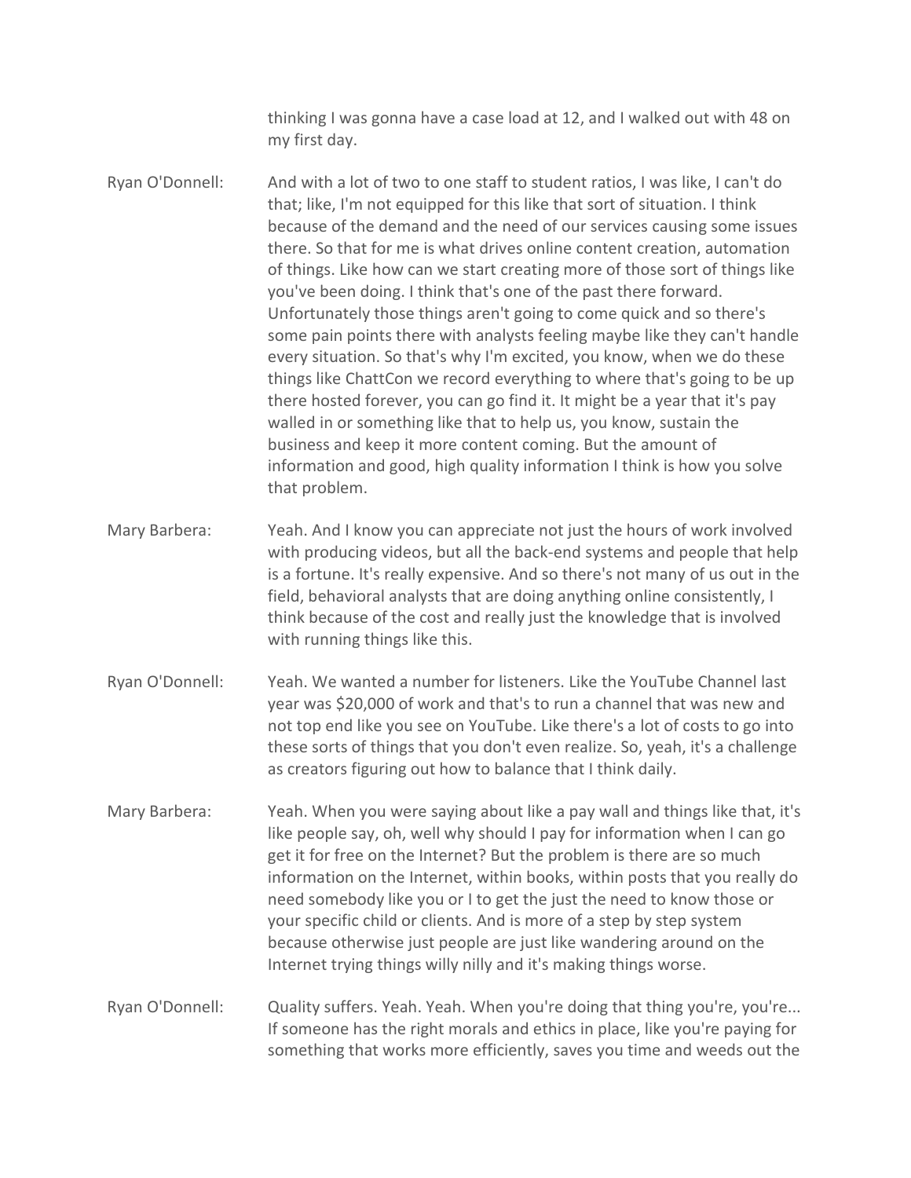thinking I was gonna have a case load at 12, and I walked out with 48 on my first day.

Ryan O'Donnell: And with a lot of two to one staff to student ratios, I was like, I can't do that; like, I'm not equipped for this like that sort of situation. I think because of the demand and the need of our services causing some issues there. So that for me is what drives online content creation, automation of things. Like how can we start creating more of those sort of things like you've been doing. I think that's one of the past there forward. Unfortunately those things aren't going to come quick and so there's some pain points there with analysts feeling maybe like they can't handle every situation. So that's why I'm excited, you know, when we do these things like ChattCon we record everything to where that's going to be up there hosted forever, you can go find it. It might be a year that it's pay walled in or something like that to help us, you know, sustain the business and keep it more content coming. But the amount of information and good, high quality information I think is how you solve that problem.

Mary Barbera: Yeah. And I know you can appreciate not just the hours of work involved with producing videos, but all the back-end systems and people that help is a fortune. It's really expensive. And so there's not many of us out in the field, behavioral analysts that are doing anything online consistently, I think because of the cost and really just the knowledge that is involved with running things like this.

Ryan O'Donnell: Yeah. We wanted a number for listeners. Like the YouTube Channel last year was $20,000 of work and that's to run a channel that was new and not top end like you see on YouTube. Like there's a lot of costs to go into these sorts of things that you don't even realize. So, yeah, it's a challenge as creators figuring out how to balance that I think daily.

Mary Barbera: Yeah. When you were saying about like a pay wall and things like that, it's like people say, oh, well why should I pay for information when I can go get it for free on the Internet? But the problem is there are so much information on the Internet, within books, within posts that you really do need somebody like you or I to get the just the need to know those or your specific child or clients. And is more of a step by step system because otherwise just people are just like wandering around on the Internet trying things willy nilly and it's making things worse.

Ryan O'Donnell: Quality suffers. Yeah. Yeah. When you're doing that thing you're, you're... If someone has the right morals and ethics in place, like you're paying for something that works more efficiently, saves you time and weeds out the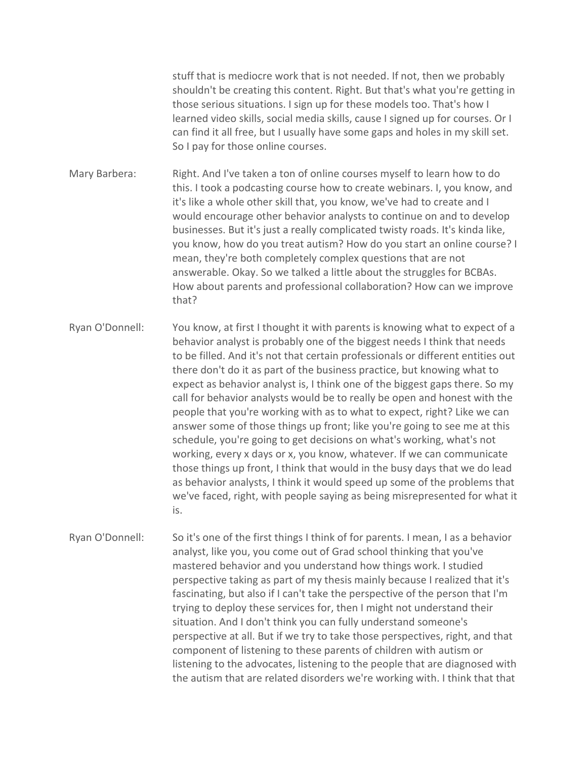stuff that is mediocre work that is not needed. If not, then we probably shouldn't be creating this content. Right. But that's what you're getting in those serious situations. I sign up for these models too. That's how I learned video skills, social media skills, cause I signed up for courses. Or I can find it all free, but I usually have some gaps and holes in my skill set. So I pay for those online courses.

Mary Barbera: Right. And I've taken a ton of online courses myself to learn how to do this. I took a podcasting course how to create webinars. I, you know, and it's like a whole other skill that, you know, we've had to create and I would encourage other behavior analysts to continue on and to develop businesses. But it's just a really complicated twisty roads. It's kinda like, you know, how do you treat autism? How do you start an online course? I mean, they're both completely complex questions that are not answerable. Okay. So we talked a little about the struggles for BCBAs. How about parents and professional collaboration? How can we improve that?

Ryan O'Donnell: You know, at first I thought it with parents is knowing what to expect of a behavior analyst is probably one of the biggest needs I think that needs to be filled. And it's not that certain professionals or different entities out there don't do it as part of the business practice, but knowing what to expect as behavior analyst is, I think one of the biggest gaps there. So my call for behavior analysts would be to really be open and honest with the people that you're working with as to what to expect, right? Like we can answer some of those things up front; like you're going to see me at this schedule, you're going to get decisions on what's working, what's not working, every x days or x, you know, whatever. If we can communicate those things up front, I think that would in the busy days that we do lead as behavior analysts, I think it would speed up some of the problems that we've faced, right, with people saying as being misrepresented for what it is.

Ryan O'Donnell: So it's one of the first things I think of for parents. I mean, I as a behavior analyst, like you, you come out of Grad school thinking that you've mastered behavior and you understand how things work. I studied perspective taking as part of my thesis mainly because I realized that it's fascinating, but also if I can't take the perspective of the person that I'm trying to deploy these services for, then I might not understand their situation. And I don't think you can fully understand someone's perspective at all. But if we try to take those perspectives, right, and that component of listening to these parents of children with autism or listening to the advocates, listening to the people that are diagnosed with the autism that are related disorders we're working with. I think that that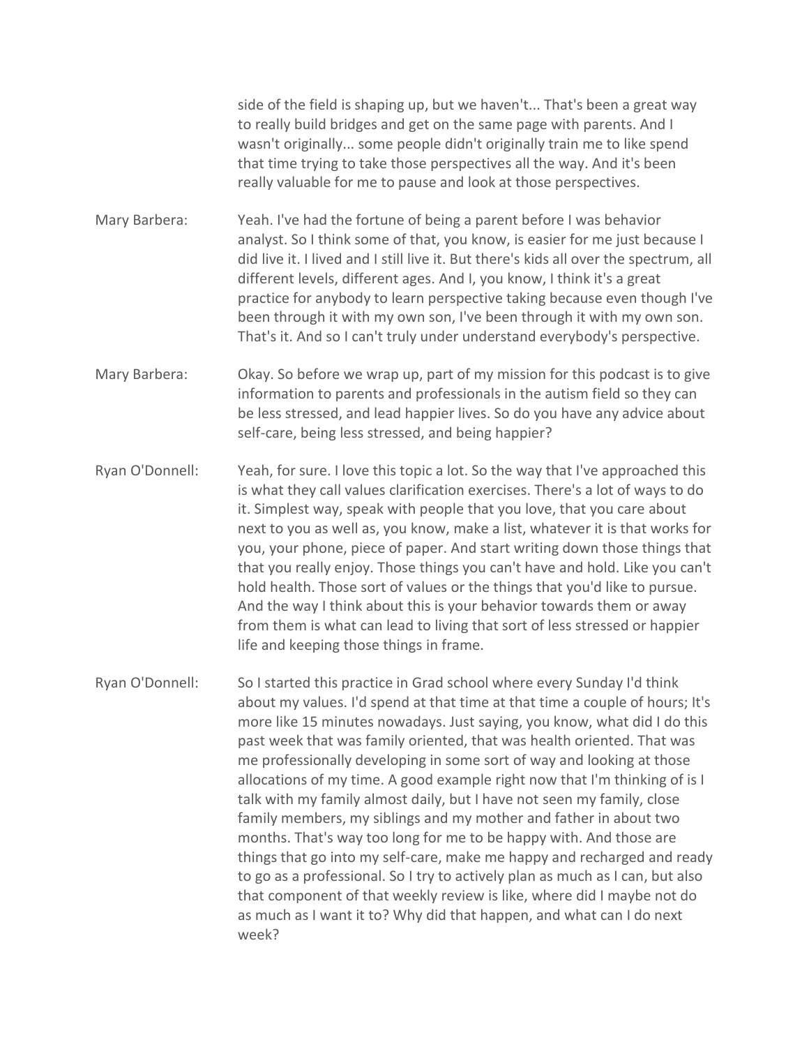side of the field is shaping up, but we haven't... That's been a great way to really build bridges and get on the same page with parents. And I wasn't originally... some people didn't originally train me to like spend that time trying to take those perspectives all the way. And it's been really valuable for me to pause and look at those perspectives.

**Mary Barbera:** Yeah. I've had the fortune of being a parent before I was behavior analyst. So I think some of that, you know, is easier for me just because I did live it. I lived and I still live it. But there's kids all over the spectrum, all different levels, different ages. And I, you know, I think it's a great practice for anybody to learn perspective taking because even though I've been through it with my own son, I've been through it with my own son. That's it. And so I can't truly under understand everybody's perspective.

**Mary Barbera:** Okay. So before we wrap up, part of my mission for this podcast is to give information to parents and professionals in the autism field so they can be less stressed, and lead happier lives. So do you have any advice about self-care, being less stressed, and being happier?

**Ryan O'Donnell:** Yeah, for sure. I love this topic a lot. So the way that I've approached this is what they call values clarification exercises. There's a lot of ways to do it. Simplest way, speak with people that you love, that you care about next to you as well as, you know, make a list, whatever it is that works for you, your phone, piece of paper. And start writing down those things that that you really enjoy. Those things you can't have and hold. Like you can't hold health. Those sort of values or the things that you'd like to pursue. And the way I think about this is your behavior towards them or away from them is what can lead to living that sort of less stressed or happier life and keeping those things in frame.

**Ryan O'Donnell:** So I started this practice in Grad school where every Sunday I'd think about my values. I'd spend at that time at that time a couple of hours; It's more like 15 minutes nowadays. Just saying, you know, what did I do this past week that was family oriented, that was health oriented. That was me professionally developing in some sort of way and looking at those allocations of my time. A good example right now that I'm thinking of is I talk with my family almost daily, but I have not seen my family, close family members, my siblings and my mother and father in about two months. That's way too long for me to be happy with. And those are things that go into my self-care, make me happy and recharged and ready to go as a professional. So I try to actively plan as much as I can, but also that component of that weekly review is like, where did I maybe not do as much as I want it to? Why did that happen, and what can I do next week?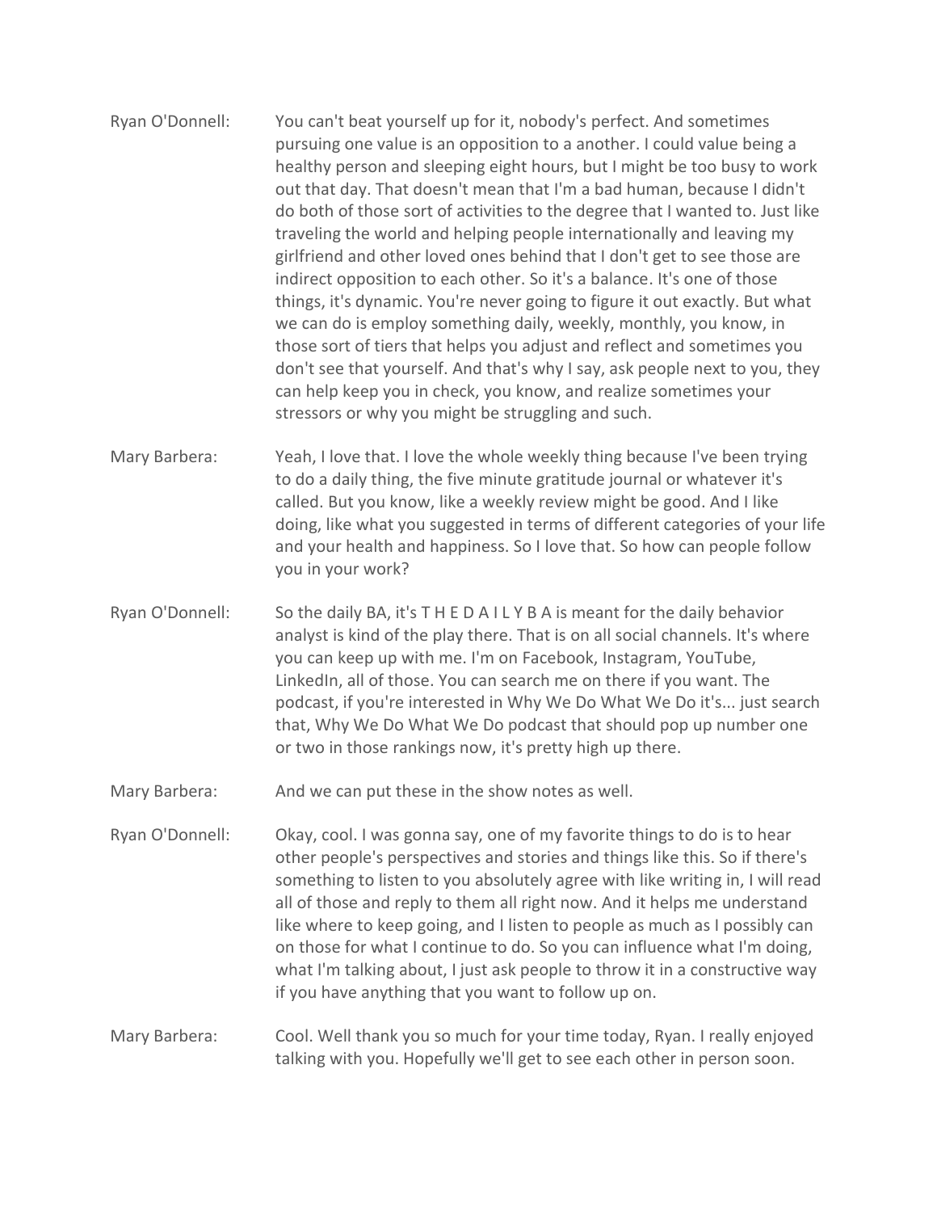Ryan O'Donnell: You can't beat yourself up for it, nobody's perfect. And sometimes pursuing one value is an opposition to a another. I could value being a healthy person and sleeping eight hours, but I might be too busy to work out that day. That doesn't mean that I'm a bad human, because I didn't do both of those sort of activities to the degree that I wanted to. Just like traveling the world and helping people internationally and leaving my girlfriend and other loved ones behind that I don't get to see those are indirect opposition to each other. So it's a balance. It's one of those things, it's dynamic. You're never going to figure it out exactly. But what we can do is employ something daily, weekly, monthly, you know, in those sort of tiers that helps you adjust and reflect and sometimes you don't see that yourself. And that's why I say, ask people next to you, they can help keep you in check, you know, and realize sometimes your stressors or why you might be struggling and such.

Mary Barbera: Yeah, I love that. I love the whole weekly thing because I've been trying to do a daily thing, the five minute gratitude journal or whatever it's called. But you know, like a weekly review might be good. And I like doing, like what you suggested in terms of different categories of your life and your health and happiness. So I love that. So how can people follow you in your work?

Ryan O'Donnell: So the daily BA, it's T H E D A I L Y B A is meant for the daily behavior analyst is kind of the play there. That is on all social channels. It's where you can keep up with me. I'm on Facebook, Instagram, YouTube, LinkedIn, all of those. You can search me on there if you want. The podcast, if you're interested in Why We Do What We Do it's... just search that, Why We Do What We Do podcast that should pop up number one or two in those rankings now, it's pretty high up there.

Mary Barbera: And we can put these in the show notes as well.

Ryan O'Donnell: Okay, cool. I was gonna say, one of my favorite things to do is to hear other people's perspectives and stories and things like this. So if there's something to listen to you absolutely agree with like writing in, I will read all of those and reply to them all right now. And it helps me understand like where to keep going, and I listen to people as much as I possibly can on those for what I continue to do. So you can influence what I'm doing, what I'm talking about, I just ask people to throw it in a constructive way if you have anything that you want to follow up on.

Mary Barbera: Cool. Well thank you so much for your time today, Ryan. I really enjoyed talking with you. Hopefully we'll get to see each other in person soon.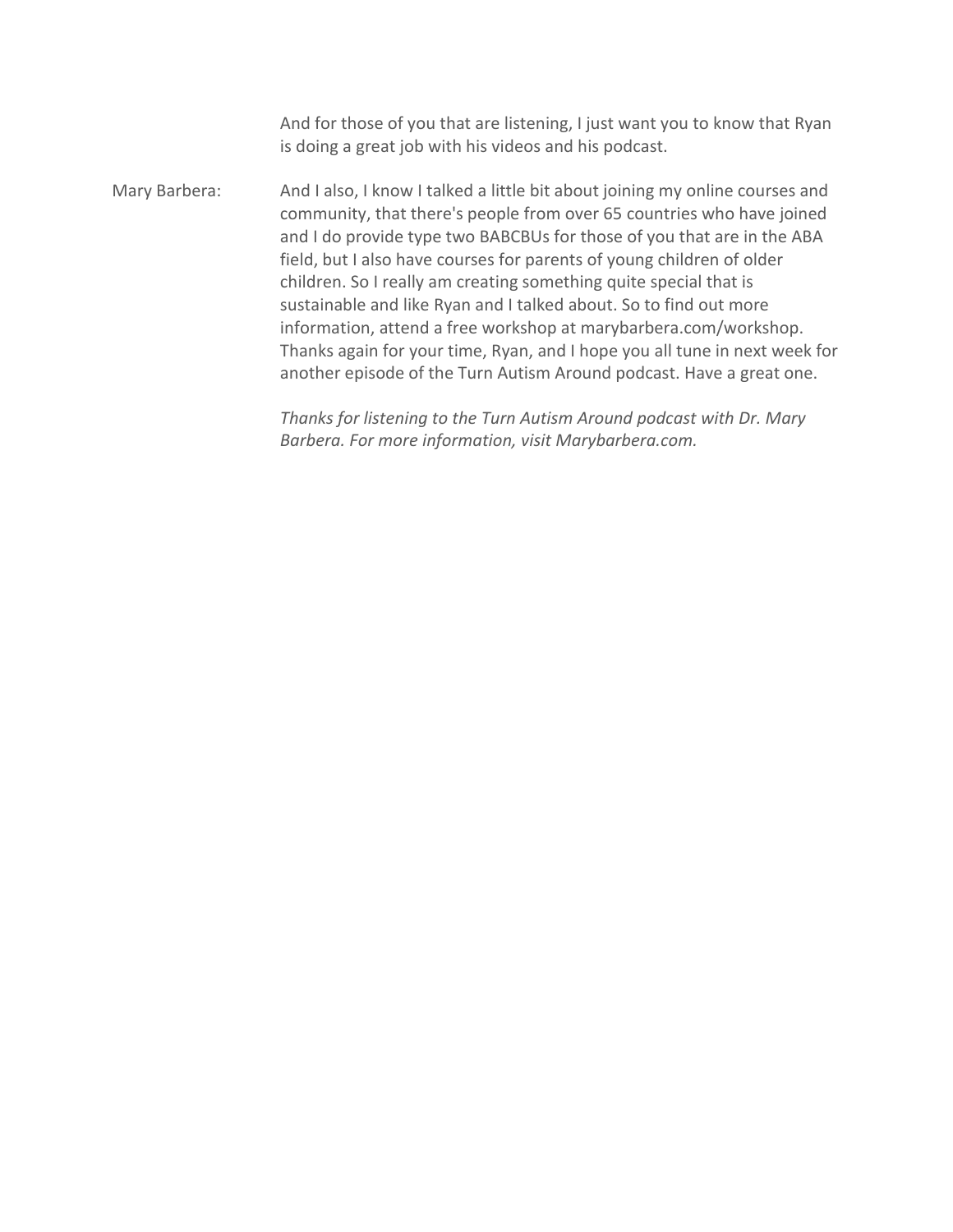And for those of you that are listening, I just want you to know that Ryan is doing a great job with his videos and his podcast.

Mary Barbera: And I also, I know I talked a little bit about joining my online courses and community, that there's people from over 65 countries who have joined and I do provide type two BABCBUs for those of you that are in the ABA field, but I also have courses for parents of young children of older children. So I really am creating something quite special that is sustainable and like Ryan and I talked about. So to find out more information, attend a free workshop at marybarbera.com/workshop. Thanks again for your time, Ryan, and I hope you all tune in next week for another episode of the Turn Autism Around podcast. Have a great one.

*Thanks for listening to the Turn Autism Around podcast with Dr. Mary Barbera. For more information, visit Marybarbera.com.*